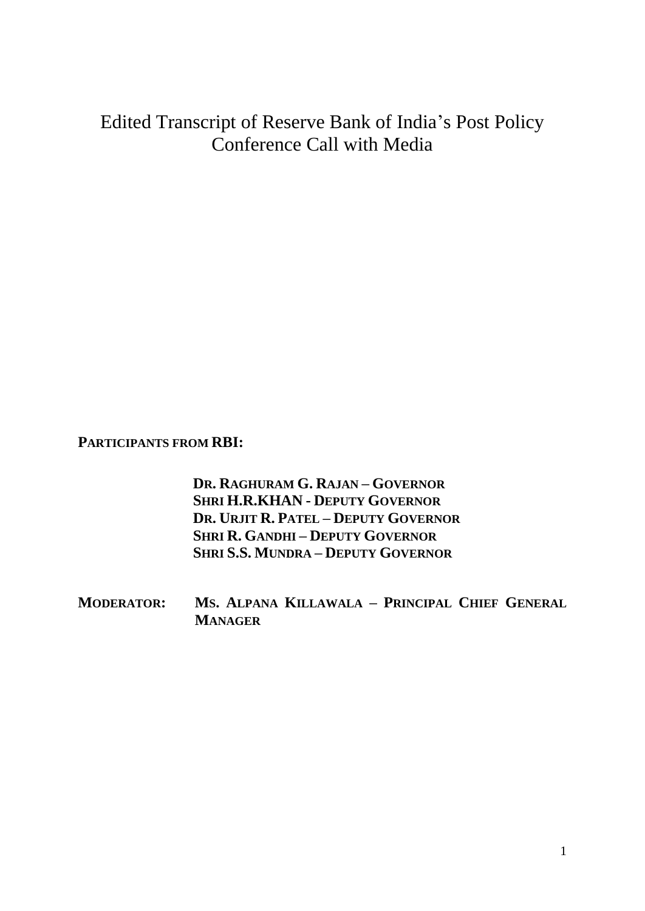# Edited Transcript of Reserve Bank of India's Post Policy Conference Call with Media

**PARTICIPANTS FROM RBI:**

**DR. RAGHURAM G. RAJAN – GOVERNOR**
**SHRI H.R.KHAN - DEPUTY GOVERNOR**
**DR. URJIT R. PATEL – DEPUTY GOVERNOR**
**SHRI R. GANDHI – DEPUTY GOVERNOR**
**SHRI S.S. MUNDRA – DEPUTY GOVERNOR**

**MODERATOR:** **MS. ALPANA KILLAWALA – PRINCIPAL CHIEF GENERAL MANAGER**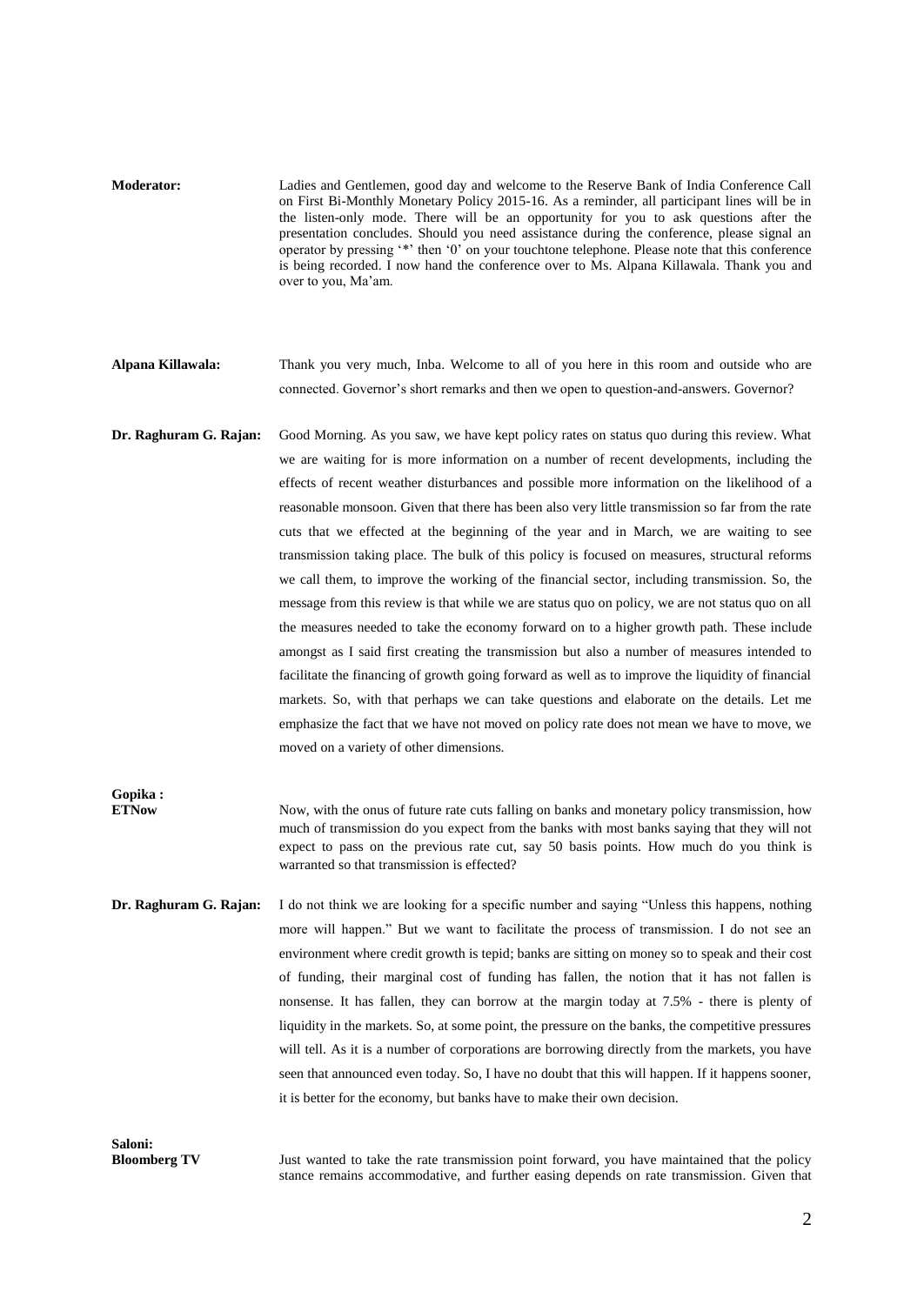**Moderator:** Ladies and Gentlemen, good day and welcome to the Reserve Bank of India Conference Call on First Bi-Monthly Monetary Policy 2015-16. As a reminder, all participant lines will be in the listen-only mode. There will be an opportunity for you to ask questions after the presentation concludes. Should you need assistance during the conference, please signal an operator by pressing '*' then '0' on your touchtone telephone. Please note that this conference is being recorded. I now hand the conference over to Ms. Alpana Killawala. Thank you and over to you, Ma'am.

**Alpana Killawala:** Thank you very much, Inba. Welcome to all of you here in this room and outside who are connected. Governor's short remarks and then we open to question-and-answers. Governor?

**Dr. Raghuram G. Rajan:** Good Morning. As you saw, we have kept policy rates on status quo during this review. What we are waiting for is more information on a number of recent developments, including the effects of recent weather disturbances and possible more information on the likelihood of a reasonable monsoon. Given that there has been also very little transmission so far from the rate cuts that we effected at the beginning of the year and in March, we are waiting to see transmission taking place. The bulk of this policy is focused on measures, structural reforms we call them, to improve the working of the financial sector, including transmission. So, the message from this review is that while we are status quo on policy, we are not status quo on all the measures needed to take the economy forward on to a higher growth path. These include amongst as I said first creating the transmission but also a number of measures intended to facilitate the financing of growth going forward as well as to improve the liquidity of financial markets. So, with that perhaps we can take questions and elaborate on the details. Let me emphasize the fact that we have not moved on policy rate does not mean we have to move, we moved on a variety of other dimensions.

**Gopika : ETNow** Now, with the onus of future rate cuts falling on banks and monetary policy transmission, how much of transmission do you expect from the banks with most banks saying that they will not expect to pass on the previous rate cut, say 50 basis points. How much do you think is warranted so that transmission is effected?

**Dr. Raghuram G. Rajan:** I do not think we are looking for a specific number and saying "Unless this happens, nothing more will happen." But we want to facilitate the process of transmission. I do not see an environment where credit growth is tepid; banks are sitting on money so to speak and their cost of funding, their marginal cost of funding has fallen, the notion that it has not fallen is nonsense. It has fallen, they can borrow at the margin today at 7.5% - there is plenty of liquidity in the markets. So, at some point, the pressure on the banks, the competitive pressures will tell. As it is a number of corporations are borrowing directly from the markets, you have seen that announced even today. So, I have no doubt that this will happen. If it happens sooner, it is better for the economy, but banks have to make their own decision.

**Saloni: Bloomberg TV** Just wanted to take the rate transmission point forward, you have maintained that the policy stance remains accommodative, and further easing depends on rate transmission. Given that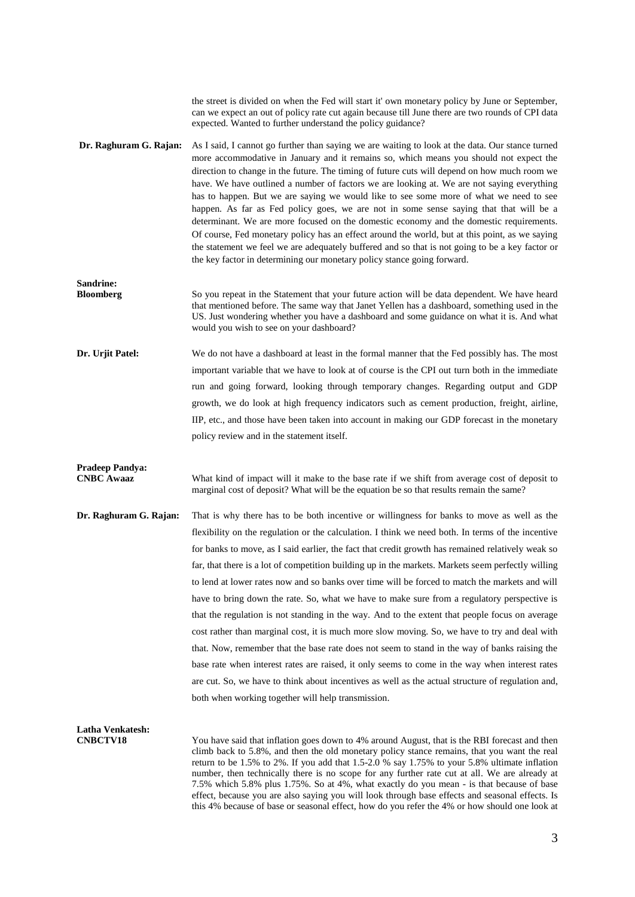the street is divided on when the Fed will start it' own monetary policy by June or September, can we expect an out of policy rate cut again because till June there are two rounds of CPI data expected. Wanted to further understand the policy guidance?

**Dr. Raghuram G. Rajan:** As I said, I cannot go further than saying we are waiting to look at the data. Our stance turned more accommodative in January and it remains so, which means you should not expect the direction to change in the future. The timing of future cuts will depend on how much room we have. We have outlined a number of factors we are looking at. We are not saying everything has to happen. But we are saying we would like to see some more of what we need to see happen. As far as Fed policy goes, we are not in some sense saying that that will be a determinant. We are more focused on the domestic economy and the domestic requirements. Of course, Fed monetary policy has an effect around the world, but at this point, as we saying the statement we feel we are adequately buffered and so that is not going to be a key factor or the key factor in determining our monetary policy stance going forward.

**Sandrine: Bloomberg** So you repeat in the Statement that your future action will be data dependent. We have heard that mentioned before. The same way that Janet Yellen has a dashboard, something used in the US. Just wondering whether you have a dashboard and some guidance on what it is. And what would you wish to see on your dashboard?

**Dr. Urjit Patel:** We do not have a dashboard at least in the formal manner that the Fed possibly has. The most important variable that we have to look at of course is the CPI out turn both in the immediate run and going forward, looking through temporary changes. Regarding output and GDP growth, we do look at high frequency indicators such as cement production, freight, airline, IIP, etc., and those have been taken into account in making our GDP forecast in the monetary policy review and in the statement itself.

**Pradeep Pandya: CNBC Awaaz** What kind of impact will it make to the base rate if we shift from average cost of deposit to marginal cost of deposit? What will be the equation be so that results remain the same?

**Dr. Raghuram G. Rajan:** That is why there has to be both incentive or willingness for banks to move as well as the flexibility on the regulation or the calculation. I think we need both. In terms of the incentive for banks to move, as I said earlier, the fact that credit growth has remained relatively weak so far, that there is a lot of competition building up in the markets. Markets seem perfectly willing to lend at lower rates now and so banks over time will be forced to match the markets and will have to bring down the rate. So, what we have to make sure from a regulatory perspective is that the regulation is not standing in the way. And to the extent that people focus on average cost rather than marginal cost, it is much more slow moving. So, we have to try and deal with that. Now, remember that the base rate does not seem to stand in the way of banks raising the base rate when interest rates are raised, it only seems to come in the way when interest rates are cut. So, we have to think about incentives as well as the actual structure of regulation and, both when working together will help transmission.

**Latha Venkatesh: CNBCTV18** You have said that inflation goes down to 4% around August, that is the RBI forecast and then climb back to 5.8%, and then the old monetary policy stance remains, that you want the real return to be 1.5% to 2%. If you add that 1.5-2.0 % say 1.75% to your 5.8% ultimate inflation number, then technically there is no scope for any further rate cut at all. We are already at 7.5% which 5.8% plus 1.75%. So at 4%, what exactly do you mean - is that because of base effect, because you are also saying you will look through base effects and seasonal effects. Is this 4% because of base or seasonal effect, how do you refer the 4% or how should one look at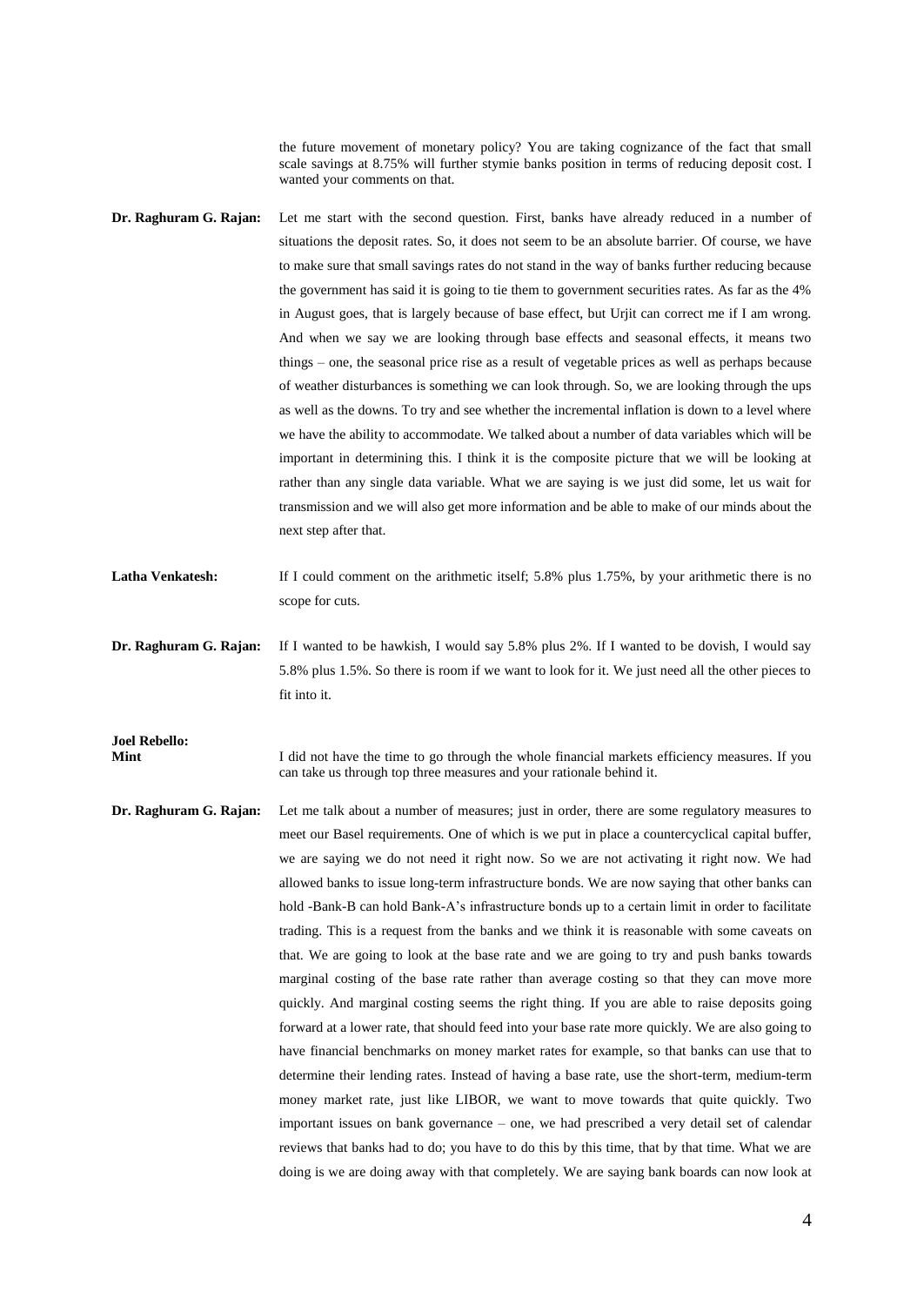the future movement of monetary policy? You are taking cognizance of the fact that small scale savings at 8.75% will further stymie banks position in terms of reducing deposit cost. I wanted your comments on that.

**Dr. Raghuram G. Rajan:** Let me start with the second question. First, banks have already reduced in a number of situations the deposit rates. So, it does not seem to be an absolute barrier. Of course, we have to make sure that small savings rates do not stand in the way of banks further reducing because the government has said it is going to tie them to government securities rates. As far as the 4% in August goes, that is largely because of base effect, but Urjit can correct me if I am wrong. And when we say we are looking through base effects and seasonal effects, it means two things – one, the seasonal price rise as a result of vegetable prices as well as perhaps because of weather disturbances is something we can look through. So, we are looking through the ups as well as the downs. To try and see whether the incremental inflation is down to a level where we have the ability to accommodate. We talked about a number of data variables which will be important in determining this. I think it is the composite picture that we will be looking at rather than any single data variable. What we are saying is we just did some, let us wait for transmission and we will also get more information and be able to make of our minds about the next step after that.

**Latha Venkatesh:** If I could comment on the arithmetic itself; 5.8% plus 1.75%, by your arithmetic there is no scope for cuts.

**Dr. Raghuram G. Rajan:** If I wanted to be hawkish, I would say 5.8% plus 2%. If I wanted to be dovish, I would say 5.8% plus 1.5%. So there is room if we want to look for it. We just need all the other pieces to fit into it.

**Joel Rebello: Mint** I did not have the time to go through the whole financial markets efficiency measures. If you can take us through top three measures and your rationale behind it.

**Dr. Raghuram G. Rajan:** Let me talk about a number of measures; just in order, there are some regulatory measures to meet our Basel requirements. One of which is we put in place a countercyclical capital buffer, we are saying we do not need it right now. So we are not activating it right now. We had allowed banks to issue long-term infrastructure bonds. We are now saying that other banks can hold -Bank-B can hold Bank-A's infrastructure bonds up to a certain limit in order to facilitate trading. This is a request from the banks and we think it is reasonable with some caveats on that. We are going to look at the base rate and we are going to try and push banks towards marginal costing of the base rate rather than average costing so that they can move more quickly. And marginal costing seems the right thing. If you are able to raise deposits going forward at a lower rate, that should feed into your base rate more quickly. We are also going to have financial benchmarks on money market rates for example, so that banks can use that to determine their lending rates. Instead of having a base rate, use the short-term, medium-term money market rate, just like LIBOR, we want to move towards that quite quickly. Two important issues on bank governance – one, we had prescribed a very detail set of calendar reviews that banks had to do; you have to do this by this time, that by that time. What we are doing is we are doing away with that completely. We are saying bank boards can now look at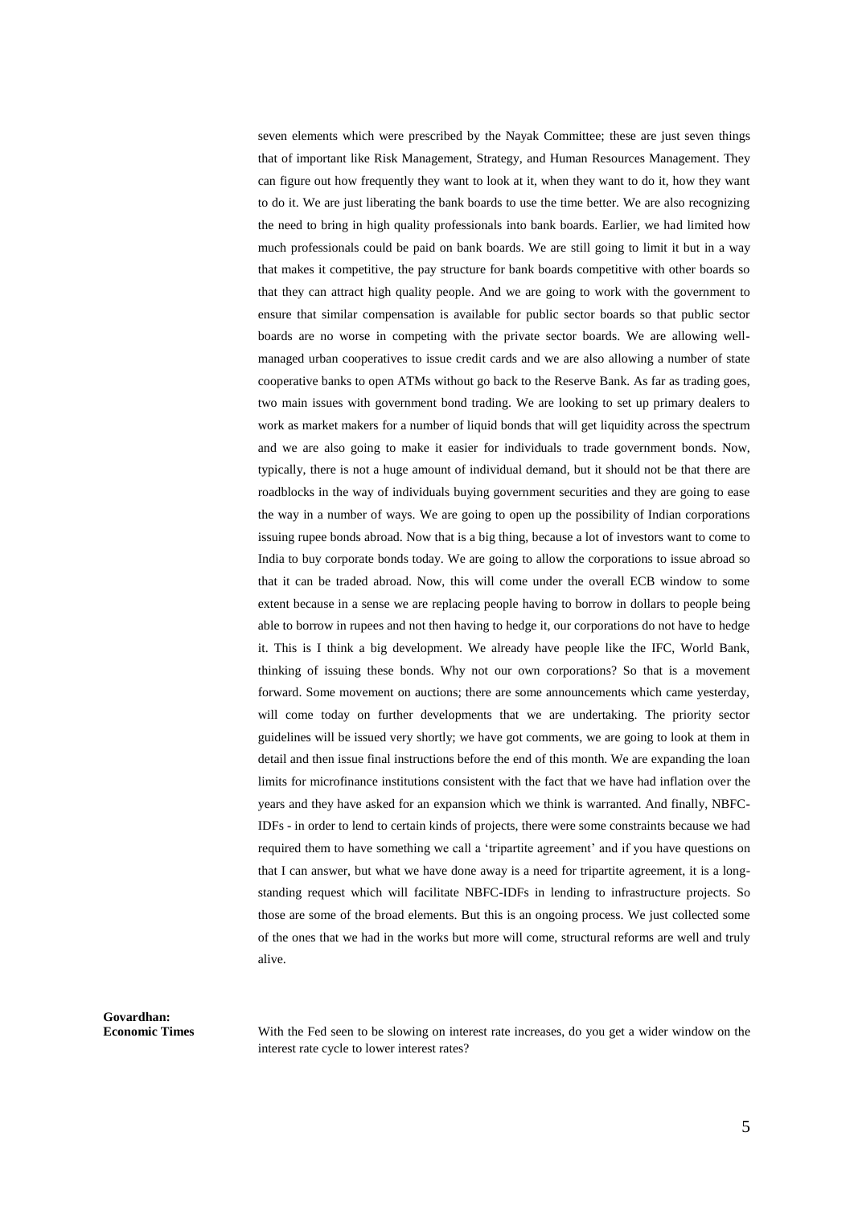seven elements which were prescribed by the Nayak Committee; these are just seven things that of important like Risk Management, Strategy, and Human Resources Management. They can figure out how frequently they want to look at it, when they want to do it, how they want to do it. We are just liberating the bank boards to use the time better. We are also recognizing the need to bring in high quality professionals into bank boards. Earlier, we had limited how much professionals could be paid on bank boards. We are still going to limit it but in a way that makes it competitive, the pay structure for bank boards competitive with other boards so that they can attract high quality people. And we are going to work with the government to ensure that similar compensation is available for public sector boards so that public sector boards are no worse in competing with the private sector boards. We are allowing well-managed urban cooperatives to issue credit cards and we are also allowing a number of state cooperative banks to open ATMs without go back to the Reserve Bank. As far as trading goes, two main issues with government bond trading. We are looking to set up primary dealers to work as market makers for a number of liquid bonds that will get liquidity across the spectrum and we are also going to make it easier for individuals to trade government bonds. Now, typically, there is not a huge amount of individual demand, but it should not be that there are roadblocks in the way of individuals buying government securities and they are going to ease the way in a number of ways. We are going to open up the possibility of Indian corporations issuing rupee bonds abroad. Now that is a big thing, because a lot of investors want to come to India to buy corporate bonds today. We are going to allow the corporations to issue abroad so that it can be traded abroad. Now, this will come under the overall ECB window to some extent because in a sense we are replacing people having to borrow in dollars to people being able to borrow in rupees and not then having to hedge it, our corporations do not have to hedge it. This is I think a big development. We already have people like the IFC, World Bank, thinking of issuing these bonds. Why not our own corporations? So that is a movement forward. Some movement on auctions; there are some announcements which came yesterday, will come today on further developments that we are undertaking. The priority sector guidelines will be issued very shortly; we have got comments, we are going to look at them in detail and then issue final instructions before the end of this month. We are expanding the loan limits for microfinance institutions consistent with the fact that we have had inflation over the years and they have asked for an expansion which we think is warranted. And finally, NBFC-IDFs - in order to lend to certain kinds of projects, there were some constraints because we had required them to have something we call a 'tripartite agreement' and if you have questions on that I can answer, but what we have done away is a need for tripartite agreement, it is a long-standing request which will facilitate NBFC-IDFs in lending to infrastructure projects. So those are some of the broad elements. But this is an ongoing process. We just collected some of the ones that we had in the works but more will come, structural reforms are well and truly alive.

**Govardhan: Economic Times**

With the Fed seen to be slowing on interest rate increases, do you get a wider window on the interest rate cycle to lower interest rates?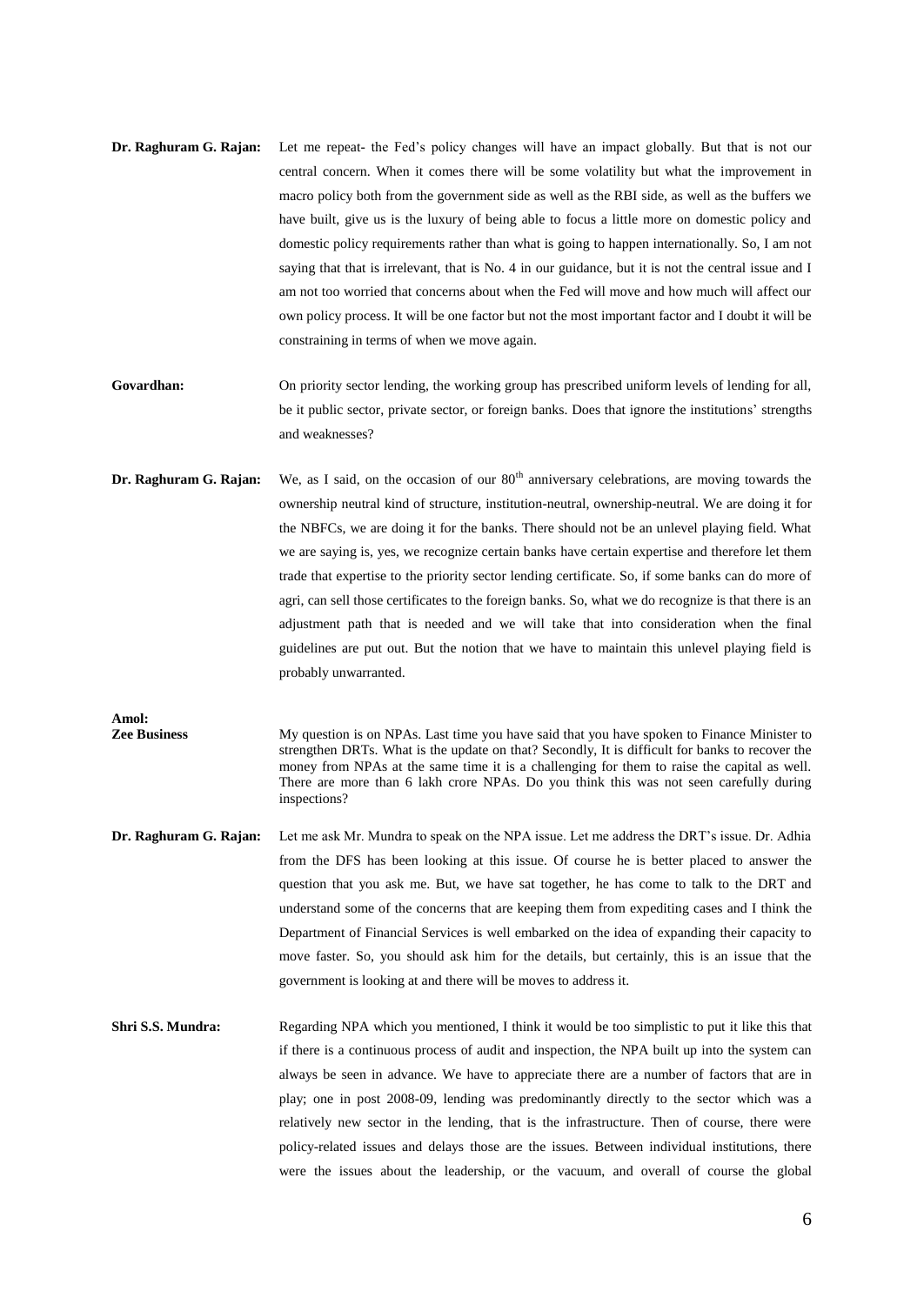**Dr. Raghuram G. Rajan:** Let me repeat- the Fed's policy changes will have an impact globally. But that is not our central concern. When it comes there will be some volatility but what the improvement in macro policy both from the government side as well as the RBI side, as well as the buffers we have built, give us is the luxury of being able to focus a little more on domestic policy and domestic policy requirements rather than what is going to happen internationally. So, I am not saying that that is irrelevant, that is No. 4 in our guidance, but it is not the central issue and I am not too worried that concerns about when the Fed will move and how much will affect our own policy process. It will be one factor but not the most important factor and I doubt it will be constraining in terms of when we move again.

**Govardhan:** On priority sector lending, the working group has prescribed uniform levels of lending for all, be it public sector, private sector, or foreign banks. Does that ignore the institutions' strengths and weaknesses?

**Dr. Raghuram G. Rajan:** We, as I said, on the occasion of our 80th anniversary celebrations, are moving towards the ownership neutral kind of structure, institution-neutral, ownership-neutral. We are doing it for the NBFCs, we are doing it for the banks. There should not be an unlevel playing field. What we are saying is, yes, we recognize certain banks have certain expertise and therefore let them trade that expertise to the priority sector lending certificate. So, if some banks can do more of agri, can sell those certificates to the foreign banks. So, what we do recognize is that there is an adjustment path that is needed and we will take that into consideration when the final guidelines are put out. But the notion that we have to maintain this unlevel playing field is probably unwarranted.

**Amol: Zee Business** My question is on NPAs. Last time you have said that you have spoken to Finance Minister to strengthen DRTs. What is the update on that? Secondly, It is difficult for banks to recover the money from NPAs at the same time it is a challenging for them to raise the capital as well. There are more than 6 lakh crore NPAs. Do you think this was not seen carefully during inspections?

**Dr. Raghuram G. Rajan:** Let me ask Mr. Mundra to speak on the NPA issue. Let me address the DRT's issue. Dr. Adhia from the DFS has been looking at this issue. Of course he is better placed to answer the question that you ask me. But, we have sat together, he has come to talk to the DRT and understand some of the concerns that are keeping them from expediting cases and I think the Department of Financial Services is well embarked on the idea of expanding their capacity to move faster. So, you should ask him for the details, but certainly, this is an issue that the government is looking at and there will be moves to address it.

**Shri S.S. Mundra:** Regarding NPA which you mentioned, I think it would be too simplistic to put it like this that if there is a continuous process of audit and inspection, the NPA built up into the system can always be seen in advance. We have to appreciate there are a number of factors that are in play; one in post 2008-09, lending was predominantly directly to the sector which was a relatively new sector in the lending, that is the infrastructure. Then of course, there were policy-related issues and delays those are the issues. Between individual institutions, there were the issues about the leadership, or the vacuum, and overall of course the global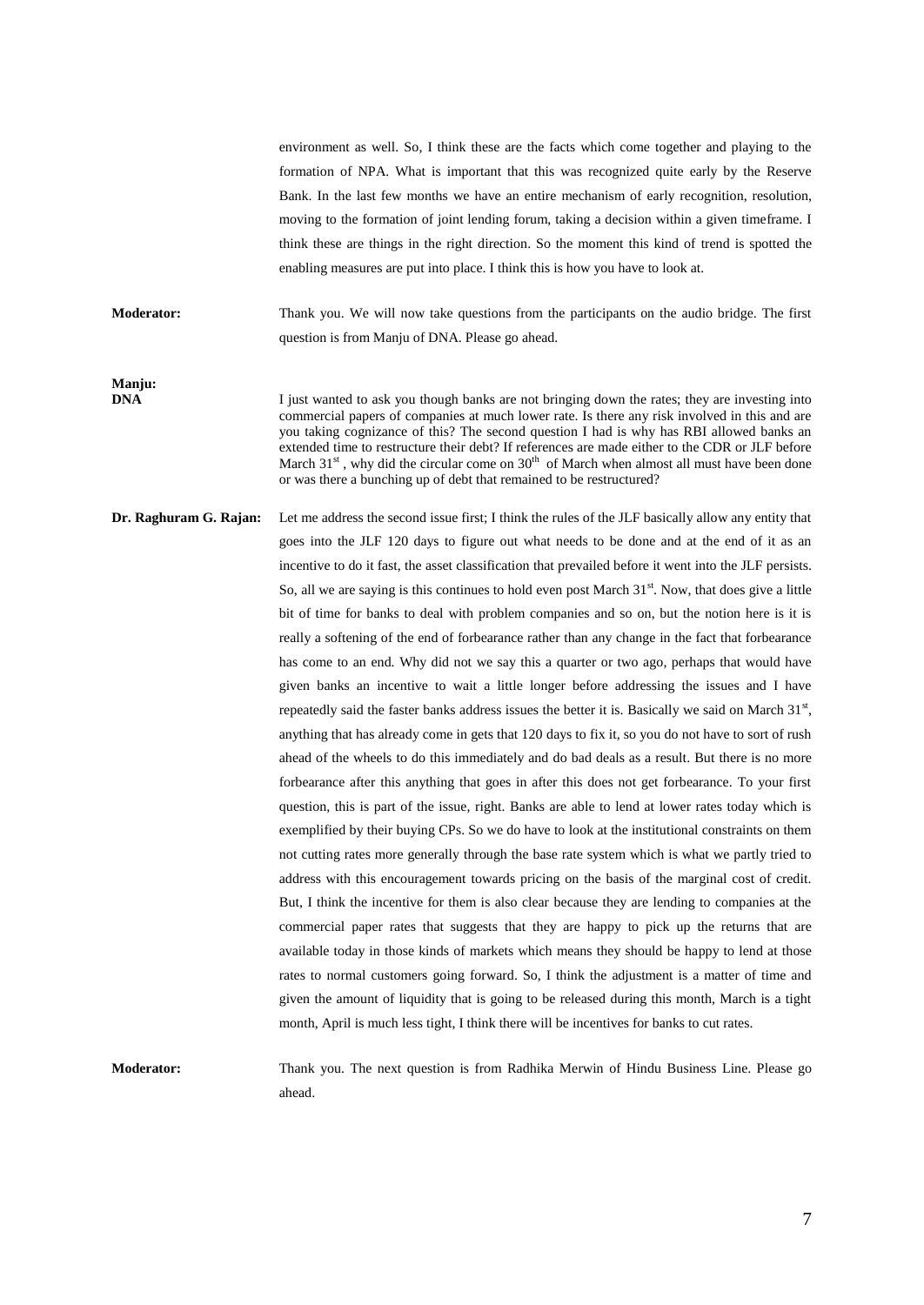environment as well. So, I think these are the facts which come together and playing to the formation of NPA. What is important that this was recognized quite early by the Reserve Bank. In the last few months we have an entire mechanism of early recognition, resolution, moving to the formation of joint lending forum, taking a decision within a given timeframe. I think these are things in the right direction. So the moment this kind of trend is spotted the enabling measures are put into place. I think this is how you have to look at.

**Moderator:** Thank you. We will now take questions from the participants on the audio bridge. The first question is from Manju of DNA. Please go ahead.

**Manju: DNA** I just wanted to ask you though banks are not bringing down the rates; they are investing into commercial papers of companies at much lower rate. Is there any risk involved in this and are you taking cognizance of this? The second question I had is why has RBI allowed banks an extended time to restructure their debt? If references are made either to the CDR or JLF before March 31st, why did the circular come on 30th of March when almost all must have been done or was there a bunching up of debt that remained to be restructured?

**Dr. Raghuram G. Rajan:** Let me address the second issue first; I think the rules of the JLF basically allow any entity that goes into the JLF 120 days to figure out what needs to be done and at the end of it as an incentive to do it fast, the asset classification that prevailed before it went into the JLF persists. So, all we are saying is this continues to hold even post March 31st. Now, that does give a little bit of time for banks to deal with problem companies and so on, but the notion here is it is really a softening of the end of forbearance rather than any change in the fact that forbearance has come to an end. Why did not we say this a quarter or two ago, perhaps that would have given banks an incentive to wait a little longer before addressing the issues and I have repeatedly said the faster banks address issues the better it is. Basically we said on March 31st, anything that has already come in gets that 120 days to fix it, so you do not have to sort of rush ahead of the wheels to do this immediately and do bad deals as a result. But there is no more forbearance after this anything that goes in after this does not get forbearance. To your first question, this is part of the issue, right. Banks are able to lend at lower rates today which is exemplified by their buying CPs. So we do have to look at the institutional constraints on them not cutting rates more generally through the base rate system which is what we partly tried to address with this encouragement towards pricing on the basis of the marginal cost of credit. But, I think the incentive for them is also clear because they are lending to companies at the commercial paper rates that suggests that they are happy to pick up the returns that are available today in those kinds of markets which means they should be happy to lend at those rates to normal customers going forward. So, I think the adjustment is a matter of time and given the amount of liquidity that is going to be released during this month, March is a tight month, April is much less tight, I think there will be incentives for banks to cut rates.

**Moderator:** Thank you. The next question is from Radhika Merwin of Hindu Business Line. Please go ahead.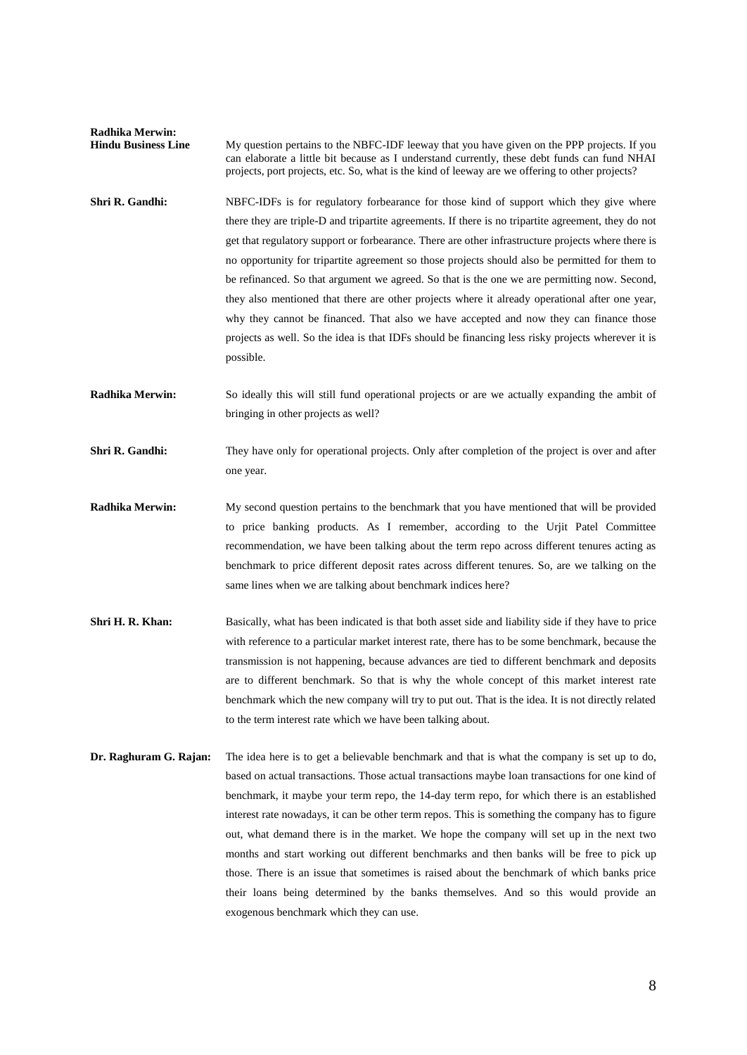**Radhika Merwin:**
**Hindu Business Line**

My question pertains to the NBFC-IDF leeway that you have given on the PPP projects. If you can elaborate a little bit because as I understand currently, these debt funds can fund NHAI projects, port projects, etc. So, what is the kind of leeway are we offering to other projects?

**Shri R. Gandhi:** NBFC-IDFs is for regulatory forbearance for those kind of support which they give where there they are triple-D and tripartite agreements. If there is no tripartite agreement, they do not get that regulatory support or forbearance. There are other infrastructure projects where there is no opportunity for tripartite agreement so those projects should also be permitted for them to be refinanced. So that argument we agreed. So that is the one we are permitting now. Second, they also mentioned that there are other projects where it already operational after one year, why they cannot be financed. That also we have accepted and now they can finance those projects as well. So the idea is that IDFs should be financing less risky projects wherever it is possible.

**Radhika Merwin:** So ideally this will still fund operational projects or are we actually expanding the ambit of bringing in other projects as well?

**Shri R. Gandhi:** They have only for operational projects. Only after completion of the project is over and after one year.

**Radhika Merwin:** My second question pertains to the benchmark that you have mentioned that will be provided to price banking products. As I remember, according to the Urjit Patel Committee recommendation, we have been talking about the term repo across different tenures acting as benchmark to price different deposit rates across different tenures. So, are we talking on the same lines when we are talking about benchmark indices here?

**Shri H. R. Khan:** Basically, what has been indicated is that both asset side and liability side if they have to price with reference to a particular market interest rate, there has to be some benchmark, because the transmission is not happening, because advances are tied to different benchmark and deposits are to different benchmark. So that is why the whole concept of this market interest rate benchmark which the new company will try to put out. That is the idea. It is not directly related to the term interest rate which we have been talking about.

**Dr. Raghuram G. Rajan:** The idea here is to get a believable benchmark and that is what the company is set up to do, based on actual transactions. Those actual transactions maybe loan transactions for one kind of benchmark, it maybe your term repo, the 14-day term repo, for which there is an established interest rate nowadays, it can be other term repos. This is something the company has to figure out, what demand there is in the market. We hope the company will set up in the next two months and start working out different benchmarks and then banks will be free to pick up those. There is an issue that sometimes is raised about the benchmark of which banks price their loans being determined by the banks themselves. And so this would provide an exogenous benchmark which they can use.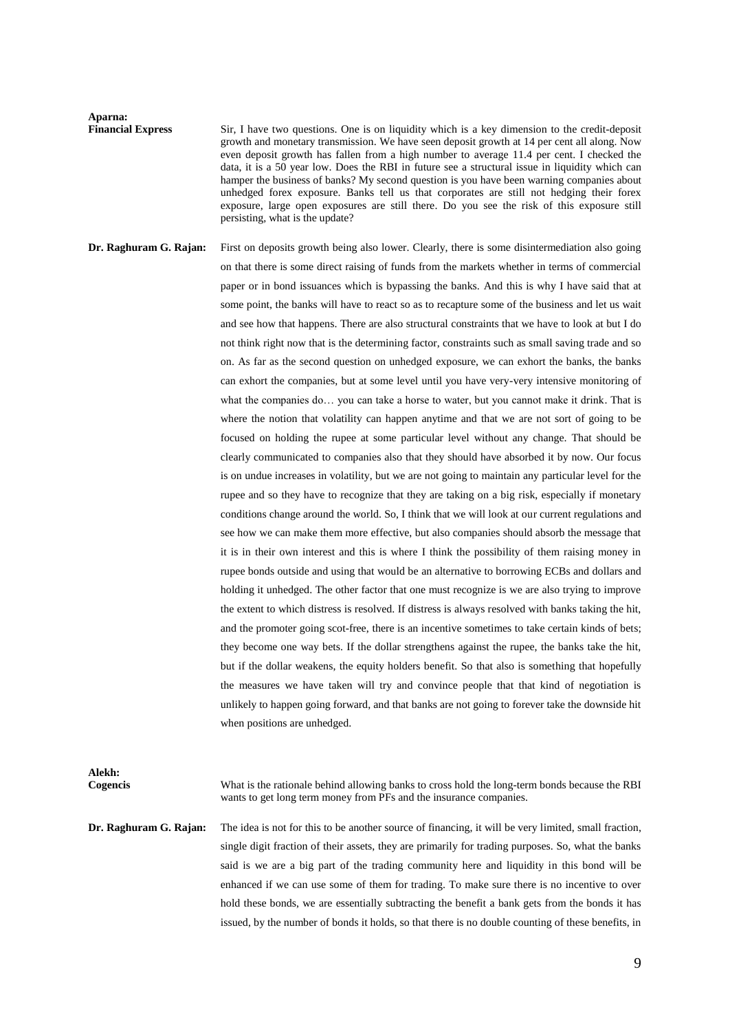**Aparna:**
**Financial Express**

Sir, I have two questions. One is on liquidity which is a key dimension to the credit-deposit growth and monetary transmission. We have seen deposit growth at 14 per cent all along. Now even deposit growth has fallen from a high number to average 11.4 per cent. I checked the data, it is a 50 year low. Does the RBI in future see a structural issue in liquidity which can hamper the business of banks? My second question is you have been warning companies about unhedged forex exposure. Banks tell us that corporates are still not hedging their forex exposure, large open exposures are still there. Do you see the risk of this exposure still persisting, what is the update?

**Dr. Raghuram G. Rajan:** First on deposits growth being also lower. Clearly, there is some disintermediation also going on that there is some direct raising of funds from the markets whether in terms of commercial paper or in bond issuances which is bypassing the banks. And this is why I have said that at some point, the banks will have to react so as to recapture some of the business and let us wait and see how that happens. There are also structural constraints that we have to look at but I do not think right now that is the determining factor, constraints such as small saving trade and so on. As far as the second question on unhedged exposure, we can exhort the banks, the banks can exhort the companies, but at some level until you have very-very intensive monitoring of what the companies do… you can take a horse to water, but you cannot make it drink. That is where the notion that volatility can happen anytime and that we are not sort of going to be focused on holding the rupee at some particular level without any change. That should be clearly communicated to companies also that they should have absorbed it by now. Our focus is on undue increases in volatility, but we are not going to maintain any particular level for the rupee and so they have to recognize that they are taking on a big risk, especially if monetary conditions change around the world. So, I think that we will look at our current regulations and see how we can make them more effective, but also companies should absorb the message that it is in their own interest and this is where I think the possibility of them raising money in rupee bonds outside and using that would be an alternative to borrowing ECBs and dollars and holding it unhedged. The other factor that one must recognize is we are also trying to improve the extent to which distress is resolved. If distress is always resolved with banks taking the hit, and the promoter going scot-free, there is an incentive sometimes to take certain kinds of bets; they become one way bets. If the dollar strengthens against the rupee, the banks take the hit, but if the dollar weakens, the equity holders benefit. So that also is something that hopefully the measures we have taken will try and convince people that that kind of negotiation is unlikely to happen going forward, and that banks are not going to forever take the downside hit when positions are unhedged.

**Alekh:**
**Cogencis**

What is the rationale behind allowing banks to cross hold the long-term bonds because the RBI wants to get long term money from PFs and the insurance companies.

**Dr. Raghuram G. Rajan:** The idea is not for this to be another source of financing, it will be very limited, small fraction, single digit fraction of their assets, they are primarily for trading purposes. So, what the banks said is we are a big part of the trading community here and liquidity in this bond will be enhanced if we can use some of them for trading. To make sure there is no incentive to over hold these bonds, we are essentially subtracting the benefit a bank gets from the bonds it has issued, by the number of bonds it holds, so that there is no double counting of these benefits, in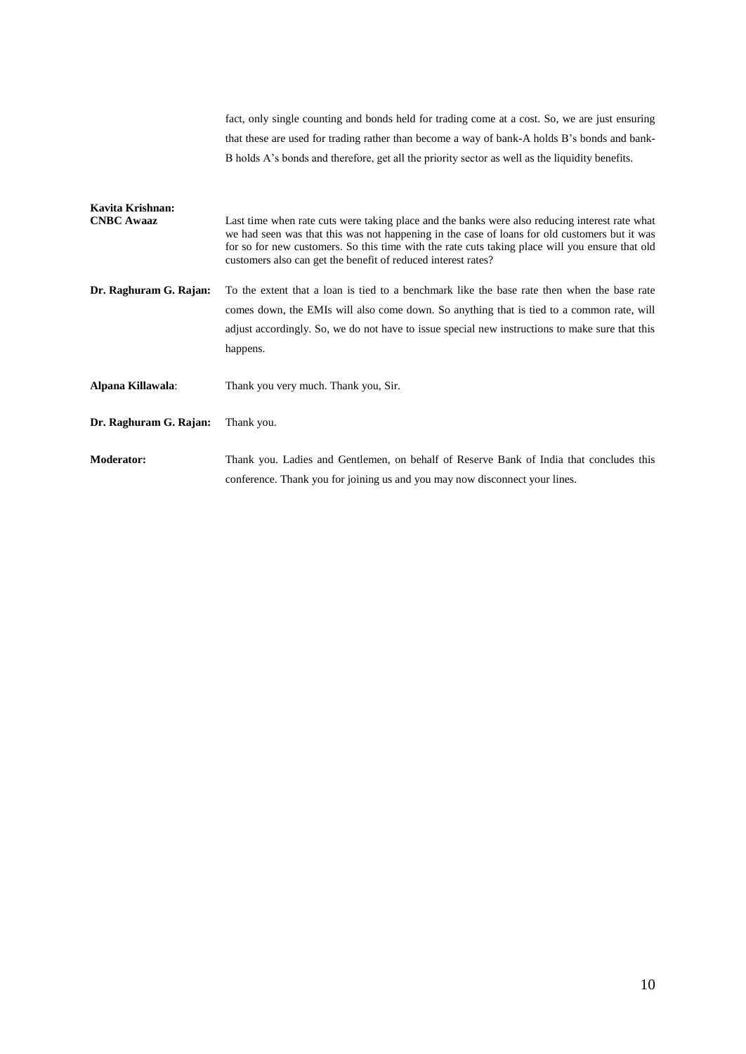fact, only single counting and bonds held for trading come at a cost. So, we are just ensuring that these are used for trading rather than become a way of bank-A holds B's bonds and bank-B holds A's bonds and therefore, get all the priority sector as well as the liquidity benefits.

**Kavita Krishnan: CNBC Awaaz** Last time when rate cuts were taking place and the banks were also reducing interest rate what we had seen was that this was not happening in the case of loans for old customers but it was for so for new customers. So this time with the rate cuts taking place will you ensure that old customers also can get the benefit of reduced interest rates?

**Dr. Raghuram G. Rajan:** To the extent that a loan is tied to a benchmark like the base rate then when the base rate comes down, the EMIs will also come down. So anything that is tied to a common rate, will adjust accordingly. So, we do not have to issue special new instructions to make sure that this happens.

**Alpana Killawala**: Thank you very much. Thank you, Sir.

**Dr. Raghuram G. Rajan:** Thank you.

**Moderator:** Thank you. Ladies and Gentlemen, on behalf of Reserve Bank of India that concludes this conference. Thank you for joining us and you may now disconnect your lines.